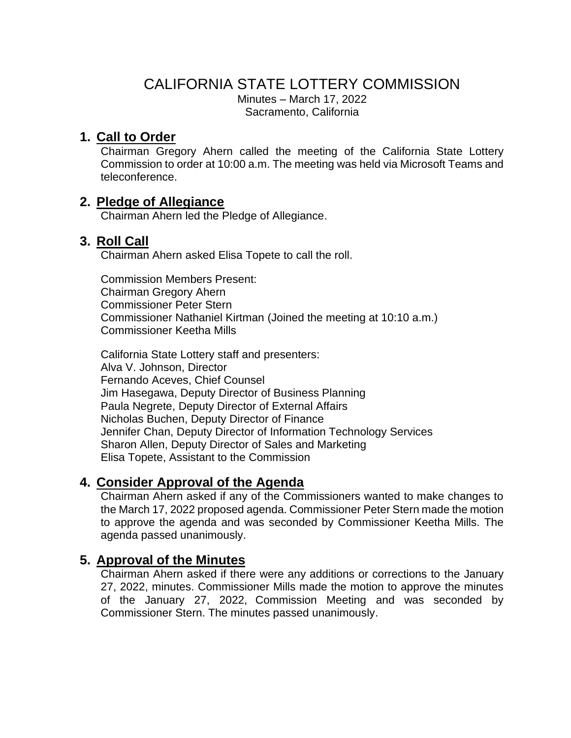# CALIFORNIA STATE LOTTERY COMMISSION

Minutes – March 17, 2022
Sacramento, California

## 1. Call to Order

Chairman Gregory Ahern called the meeting of the California State Lottery Commission to order at 10:00 a.m. The meeting was held via Microsoft Teams and teleconference.

## 2. Pledge of Allegiance

Chairman Ahern led the Pledge of Allegiance.

## 3. Roll Call

Chairman Ahern asked Elisa Topete to call the roll.

Commission Members Present:
Chairman Gregory Ahern
Commissioner Peter Stern
Commissioner Nathaniel Kirtman (Joined the meeting at 10:10 a.m.)
Commissioner Keetha Mills

California State Lottery staff and presenters:
Alva V. Johnson, Director
Fernando Aceves, Chief Counsel
Jim Hasegawa, Deputy Director of Business Planning
Paula Negrete, Deputy Director of External Affairs
Nicholas Buchen, Deputy Director of Finance
Jennifer Chan, Deputy Director of Information Technology Services
Sharon Allen, Deputy Director of Sales and Marketing
Elisa Topete, Assistant to the Commission

## 4. Consider Approval of the Agenda

Chairman Ahern asked if any of the Commissioners wanted to make changes to the March 17, 2022 proposed agenda. Commissioner Peter Stern made the motion to approve the agenda and was seconded by Commissioner Keetha Mills. The agenda passed unanimously.

## 5. Approval of the Minutes

Chairman Ahern asked if there were any additions or corrections to the January 27, 2022, minutes. Commissioner Mills made the motion to approve the minutes of the January 27, 2022, Commission Meeting and was seconded by Commissioner Stern. The minutes passed unanimously.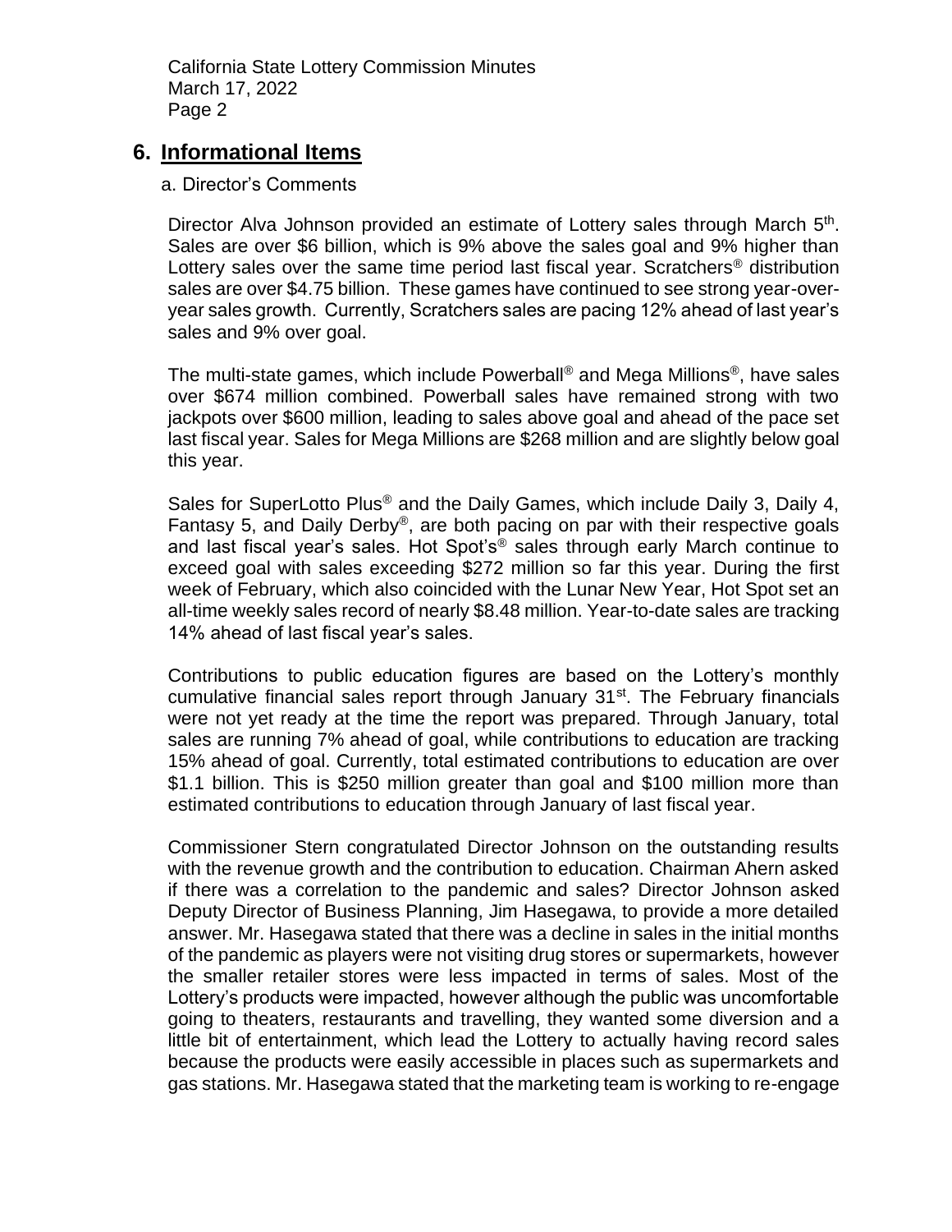## 6. Informational Items

a. Director's Comments

Director Alva Johnson provided an estimate of Lottery sales through March 5th. Sales are over $6 billion, which is 9% above the sales goal and 9% higher than Lottery sales over the same time period last fiscal year. Scratchers® distribution sales are over $4.75 billion. These games have continued to see strong year-over-year sales growth. Currently, Scratchers sales are pacing 12% ahead of last year's sales and 9% over goal.

The multi-state games, which include Powerball® and Mega Millions®, have sales over $674 million combined. Powerball sales have remained strong with two jackpots over $600 million, leading to sales above goal and ahead of the pace set last fiscal year. Sales for Mega Millions are $268 million and are slightly below goal this year.

Sales for SuperLotto Plus® and the Daily Games, which include Daily 3, Daily 4, Fantasy 5, and Daily Derby®, are both pacing on par with their respective goals and last fiscal year's sales. Hot Spot's® sales through early March continue to exceed goal with sales exceeding $272 million so far this year. During the first week of February, which also coincided with the Lunar New Year, Hot Spot set an all-time weekly sales record of nearly $8.48 million. Year-to-date sales are tracking 14% ahead of last fiscal year's sales.

Contributions to public education figures are based on the Lottery's monthly cumulative financial sales report through January 31st. The February financials were not yet ready at the time the report was prepared. Through January, total sales are running 7% ahead of goal, while contributions to education are tracking 15% ahead of goal. Currently, total estimated contributions to education are over $1.1 billion. This is $250 million greater than goal and $100 million more than estimated contributions to education through January of last fiscal year.

Commissioner Stern congratulated Director Johnson on the outstanding results with the revenue growth and the contribution to education. Chairman Ahern asked if there was a correlation to the pandemic and sales? Director Johnson asked Deputy Director of Business Planning, Jim Hasegawa, to provide a more detailed answer. Mr. Hasegawa stated that there was a decline in sales in the initial months of the pandemic as players were not visiting drug stores or supermarkets, however the smaller retailer stores were less impacted in terms of sales. Most of the Lottery's products were impacted, however although the public was uncomfortable going to theaters, restaurants and travelling, they wanted some diversion and a little bit of entertainment, which lead the Lottery to actually having record sales because the products were easily accessible in places such as supermarkets and gas stations. Mr. Hasegawa stated that the marketing team is working to re-engage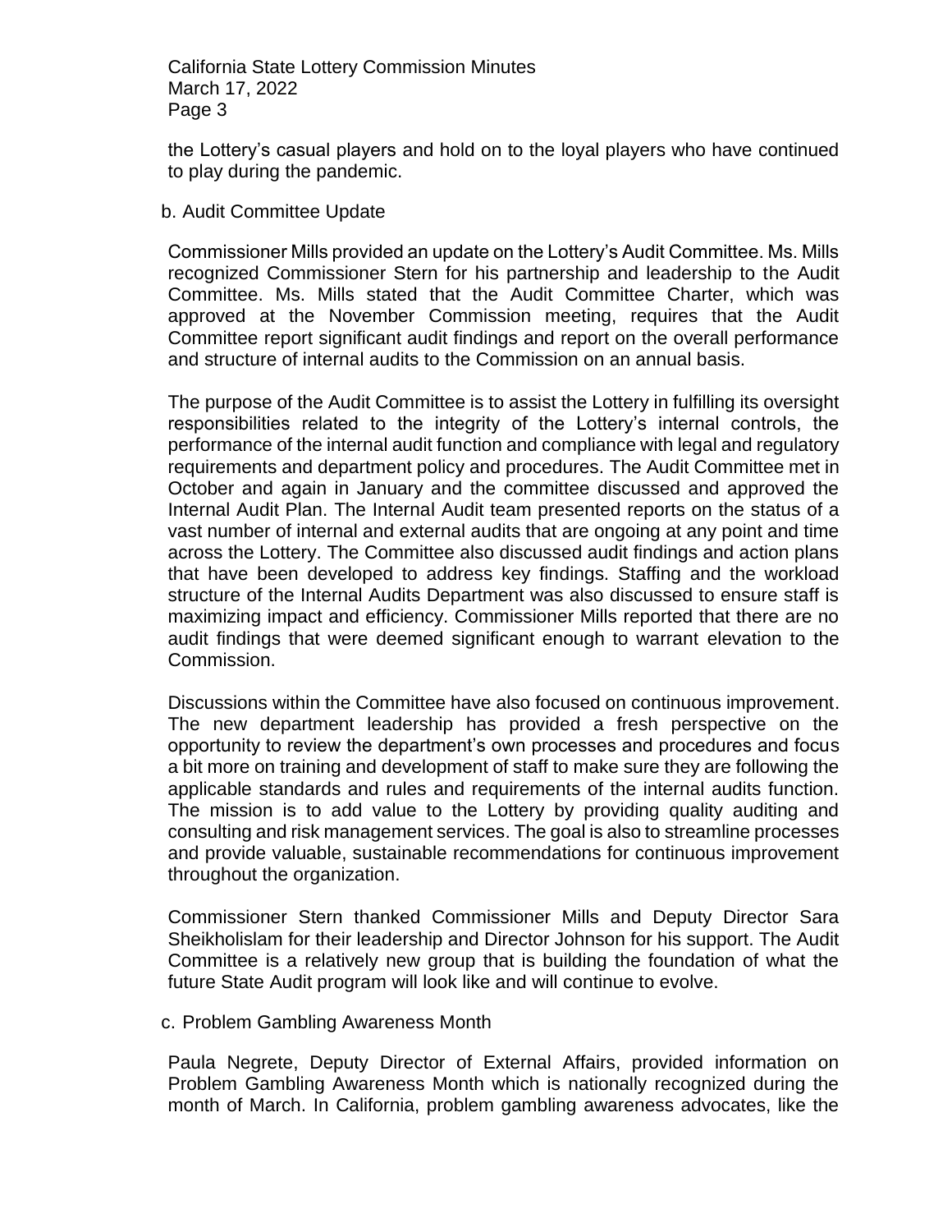the Lottery's casual players and hold on to the loyal players who have continued to play during the pandemic.

b. Audit Committee Update

Commissioner Mills provided an update on the Lottery's Audit Committee. Ms. Mills recognized Commissioner Stern for his partnership and leadership to the Audit Committee. Ms. Mills stated that the Audit Committee Charter, which was approved at the November Commission meeting, requires that the Audit Committee report significant audit findings and report on the overall performance and structure of internal audits to the Commission on an annual basis.

The purpose of the Audit Committee is to assist the Lottery in fulfilling its oversight responsibilities related to the integrity of the Lottery's internal controls, the performance of the internal audit function and compliance with legal and regulatory requirements and department policy and procedures. The Audit Committee met in October and again in January and the committee discussed and approved the Internal Audit Plan. The Internal Audit team presented reports on the status of a vast number of internal and external audits that are ongoing at any point and time across the Lottery. The Committee also discussed audit findings and action plans that have been developed to address key findings. Staffing and the workload structure of the Internal Audits Department was also discussed to ensure staff is maximizing impact and efficiency. Commissioner Mills reported that there are no audit findings that were deemed significant enough to warrant elevation to the Commission.

Discussions within the Committee have also focused on continuous improvement. The new department leadership has provided a fresh perspective on the opportunity to review the department's own processes and procedures and focus a bit more on training and development of staff to make sure they are following the applicable standards and rules and requirements of the internal audits function. The mission is to add value to the Lottery by providing quality auditing and consulting and risk management services. The goal is also to streamline processes and provide valuable, sustainable recommendations for continuous improvement throughout the organization.

Commissioner Stern thanked Commissioner Mills and Deputy Director Sara Sheikholislam for their leadership and Director Johnson for his support. The Audit Committee is a relatively new group that is building the foundation of what the future State Audit program will look like and will continue to evolve.

c. Problem Gambling Awareness Month

Paula Negrete, Deputy Director of External Affairs, provided information on Problem Gambling Awareness Month which is nationally recognized during the month of March. In California, problem gambling awareness advocates, like the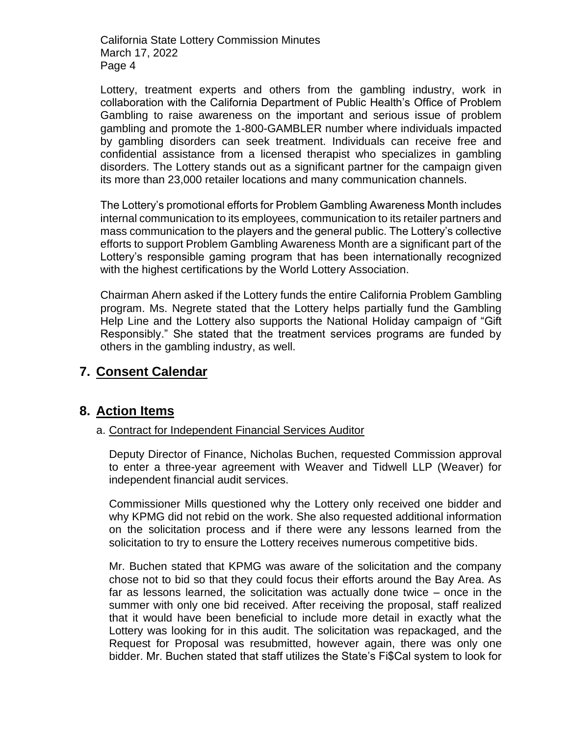Lottery, treatment experts and others from the gambling industry, work in collaboration with the California Department of Public Health's Office of Problem Gambling to raise awareness on the important and serious issue of problem gambling and promote the 1-800-GAMBLER number where individuals impacted by gambling disorders can seek treatment. Individuals can receive free and confidential assistance from a licensed therapist who specializes in gambling disorders. The Lottery stands out as a significant partner for the campaign given its more than 23,000 retailer locations and many communication channels.

The Lottery's promotional efforts for Problem Gambling Awareness Month includes internal communication to its employees, communication to its retailer partners and mass communication to the players and the general public. The Lottery's collective efforts to support Problem Gambling Awareness Month are a significant part of the Lottery's responsible gaming program that has been internationally recognized with the highest certifications by the World Lottery Association.

Chairman Ahern asked if the Lottery funds the entire California Problem Gambling program. Ms. Negrete stated that the Lottery helps partially fund the Gambling Help Line and the Lottery also supports the National Holiday campaign of "Gift Responsibly." She stated that the treatment services programs are funded by others in the gambling industry, as well.

## 7. Consent Calendar

## 8. Action Items

### a. Contract for Independent Financial Services Auditor

Deputy Director of Finance, Nicholas Buchen, requested Commission approval to enter a three-year agreement with Weaver and Tidwell LLP (Weaver) for independent financial audit services.

Commissioner Mills questioned why the Lottery only received one bidder and why KPMG did not rebid on the work. She also requested additional information on the solicitation process and if there were any lessons learned from the solicitation to try to ensure the Lottery receives numerous competitive bids.

Mr. Buchen stated that KPMG was aware of the solicitation and the company chose not to bid so that they could focus their efforts around the Bay Area. As far as lessons learned, the solicitation was actually done twice – once in the summer with only one bid received. After receiving the proposal, staff realized that it would have been beneficial to include more detail in exactly what the Lottery was looking for in this audit. The solicitation was repackaged, and the Request for Proposal was resubmitted, however again, there was only one bidder. Mr. Buchen stated that staff utilizes the State's Fi$Cal system to look for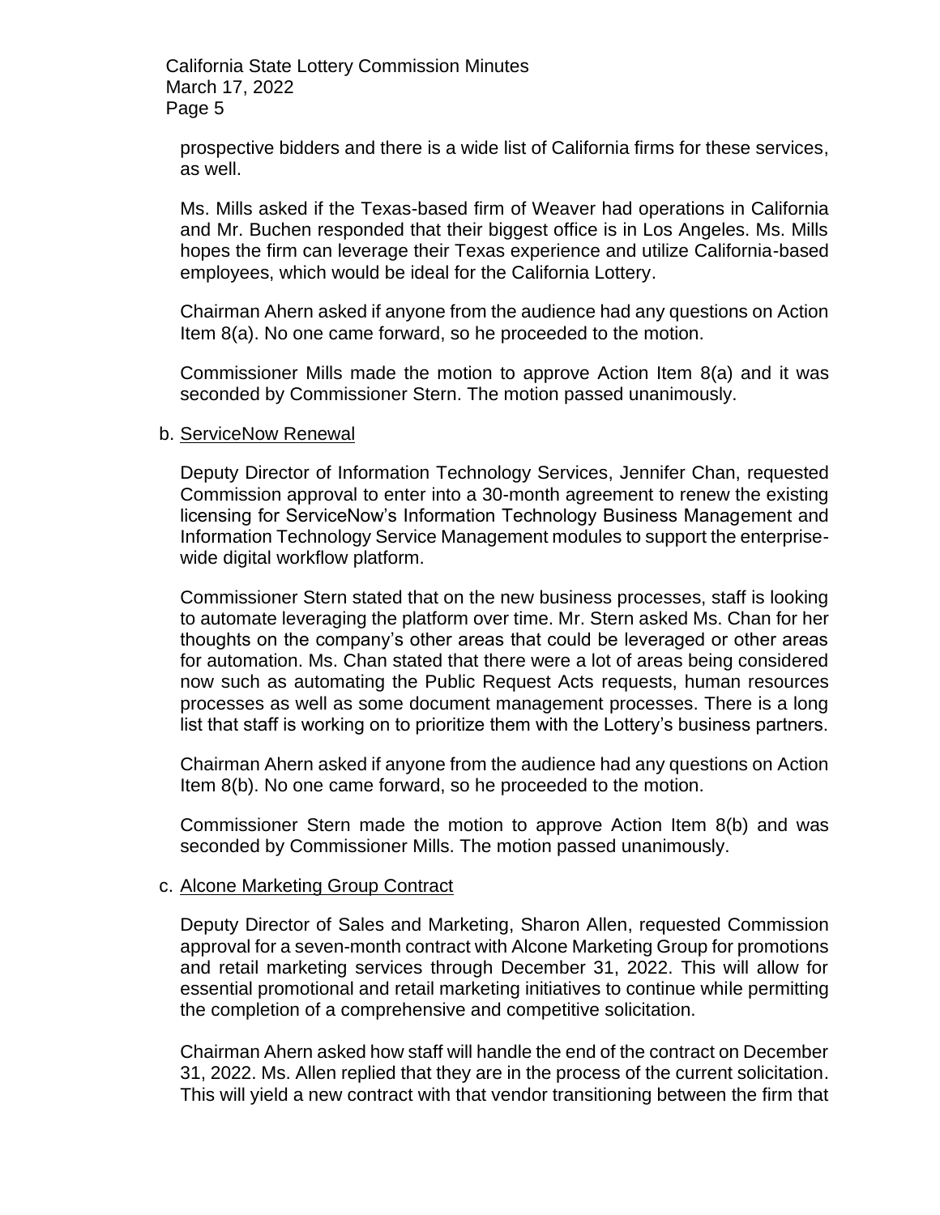prospective bidders and there is a wide list of California firms for these services, as well.

Ms. Mills asked if the Texas-based firm of Weaver had operations in California and Mr. Buchen responded that their biggest office is in Los Angeles. Ms. Mills hopes the firm can leverage their Texas experience and utilize California-based employees, which would be ideal for the California Lottery.

Chairman Ahern asked if anyone from the audience had any questions on Action Item 8(a). No one came forward, so he proceeded to the motion.

Commissioner Mills made the motion to approve Action Item 8(a) and it was seconded by Commissioner Stern. The motion passed unanimously.

b. <u>ServiceNow Renewal</u>

Deputy Director of Information Technology Services, Jennifer Chan, requested Commission approval to enter into a 30-month agreement to renew the existing licensing for ServiceNow's Information Technology Business Management and Information Technology Service Management modules to support the enterprise-wide digital workflow platform.

Commissioner Stern stated that on the new business processes, staff is looking to automate leveraging the platform over time. Mr. Stern asked Ms. Chan for her thoughts on the company's other areas that could be leveraged or other areas for automation. Ms. Chan stated that there were a lot of areas being considered now such as automating the Public Request Acts requests, human resources processes as well as some document management processes. There is a long list that staff is working on to prioritize them with the Lottery's business partners.

Chairman Ahern asked if anyone from the audience had any questions on Action Item 8(b). No one came forward, so he proceeded to the motion.

Commissioner Stern made the motion to approve Action Item 8(b) and was seconded by Commissioner Mills. The motion passed unanimously.

c. <u>Alcone Marketing Group Contract</u>

Deputy Director of Sales and Marketing, Sharon Allen, requested Commission approval for a seven-month contract with Alcone Marketing Group for promotions and retail marketing services through December 31, 2022. This will allow for essential promotional and retail marketing initiatives to continue while permitting the completion of a comprehensive and competitive solicitation.

Chairman Ahern asked how staff will handle the end of the contract on December 31, 2022. Ms. Allen replied that they are in the process of the current solicitation. This will yield a new contract with that vendor transitioning between the firm that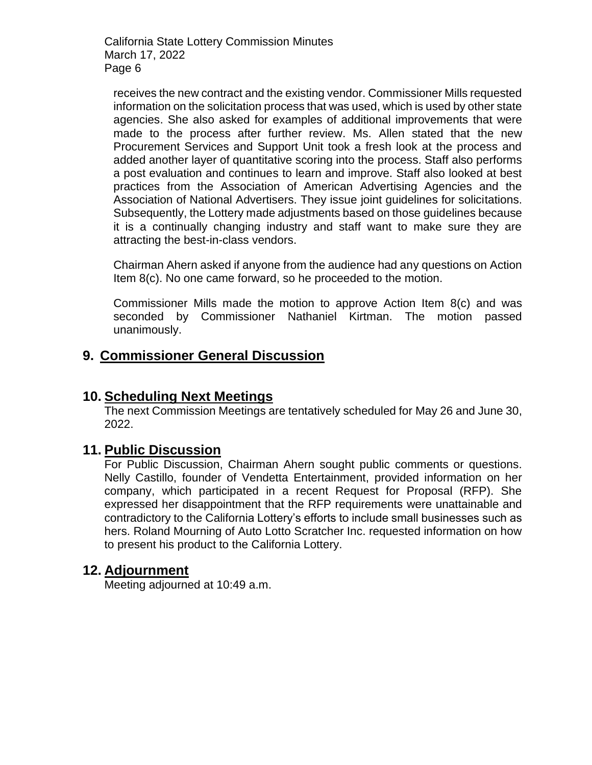receives the new contract and the existing vendor. Commissioner Mills requested information on the solicitation process that was used, which is used by other state agencies. She also asked for examples of additional improvements that were made to the process after further review. Ms. Allen stated that the new Procurement Services and Support Unit took a fresh look at the process and added another layer of quantitative scoring into the process. Staff also performs a post evaluation and continues to learn and improve. Staff also looked at best practices from the Association of American Advertising Agencies and the Association of National Advertisers. They issue joint guidelines for solicitations. Subsequently, the Lottery made adjustments based on those guidelines because it is a continually changing industry and staff want to make sure they are attracting the best-in-class vendors.

Chairman Ahern asked if anyone from the audience had any questions on Action Item 8(c). No one came forward, so he proceeded to the motion.

Commissioner Mills made the motion to approve Action Item 8(c) and was seconded by Commissioner Nathaniel Kirtman. The motion passed unanimously.

## 9. Commissioner General Discussion

## 10. Scheduling Next Meetings

The next Commission Meetings are tentatively scheduled for May 26 and June 30, 2022.

## 11. Public Discussion

For Public Discussion, Chairman Ahern sought public comments or questions. Nelly Castillo, founder of Vendetta Entertainment, provided information on her company, which participated in a recent Request for Proposal (RFP). She expressed her disappointment that the RFP requirements were unattainable and contradictory to the California Lottery's efforts to include small businesses such as hers. Roland Mourning of Auto Lotto Scratcher Inc. requested information on how to present his product to the California Lottery.

## 12. Adjournment

Meeting adjourned at 10:49 a.m.